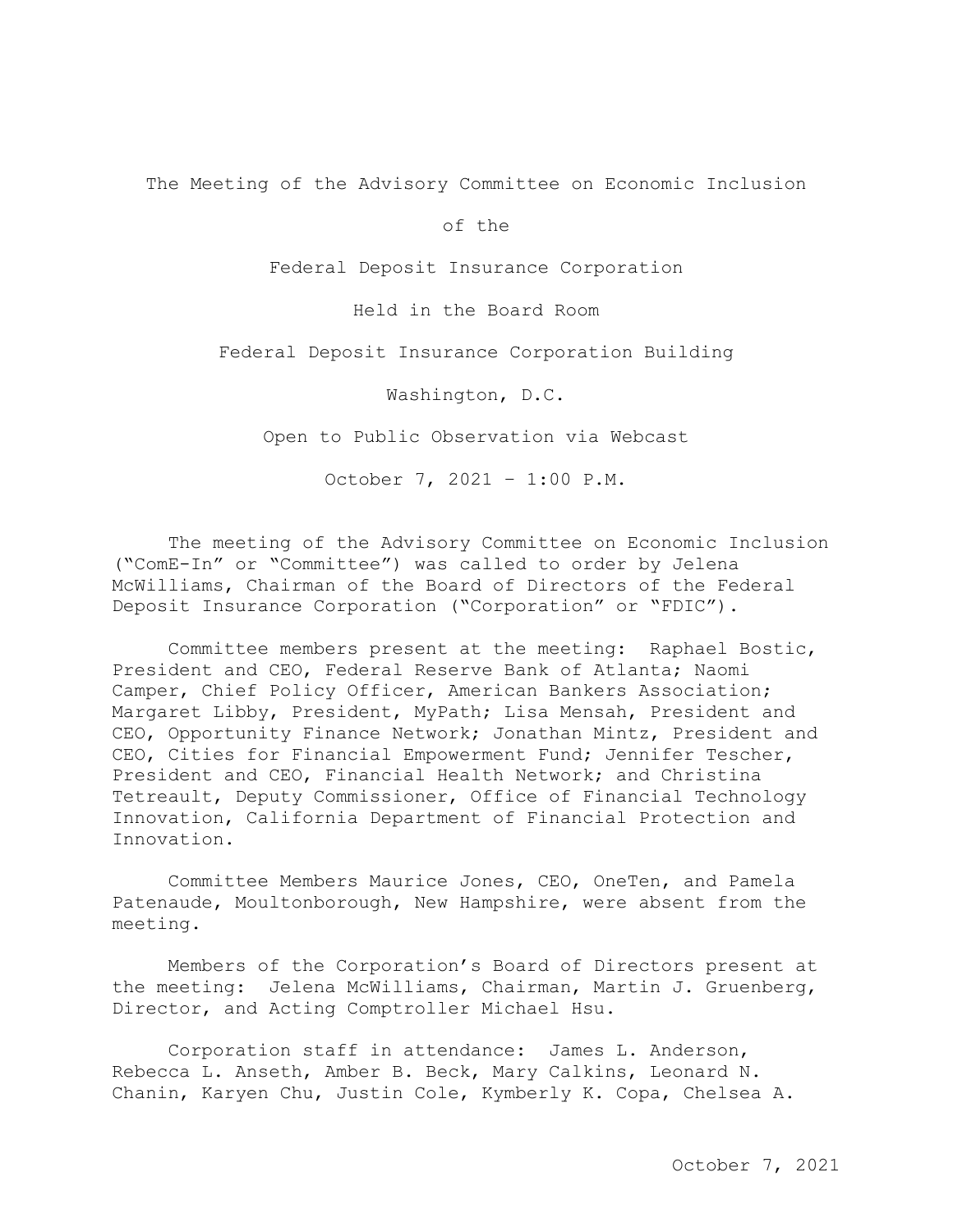The Meeting of the Advisory Committee on Economic Inclusion

of the

Federal Deposit Insurance Corporation

Held in the Board Room

Federal Deposit Insurance Corporation Building

Washington, D.C.

Open to Public Observation via Webcast

October 7, 2021 – 1:00 P.M.

The meeting of the Advisory Committee on Economic Inclusion ("ComE-In" or "Committee") was called to order by Jelena McWilliams, Chairman of the Board of Directors of the Federal Deposit Insurance Corporation ("Corporation" or "FDIC").

Committee members present at the meeting: Raphael Bostic, President and CEO, Federal Reserve Bank of Atlanta; Naomi Camper, Chief Policy Officer, American Bankers Association; Margaret Libby, President, MyPath; Lisa Mensah, President and CEO, Opportunity Finance Network; Jonathan Mintz, President and CEO, Cities for Financial Empowerment Fund; Jennifer Tescher, President and CEO, Financial Health Network; and Christina Tetreault, Deputy Commissioner, Office of Financial Technology Innovation, California Department of Financial Protection and Innovation.

Committee Members Maurice Jones, CEO, OneTen, and Pamela Patenaude, Moultonborough, New Hampshire, were absent from the meeting.

Members of the Corporation's Board of Directors present at the meeting: Jelena McWilliams, Chairman, Martin J. Gruenberg, Director, and Acting Comptroller Michael Hsu.

Corporation staff in attendance: James L. Anderson, Rebecca L. Anseth, Amber B. Beck, Mary Calkins, Leonard N. Chanin, Karyen Chu, Justin Cole, Kymberly K. Copa, Chelsea A.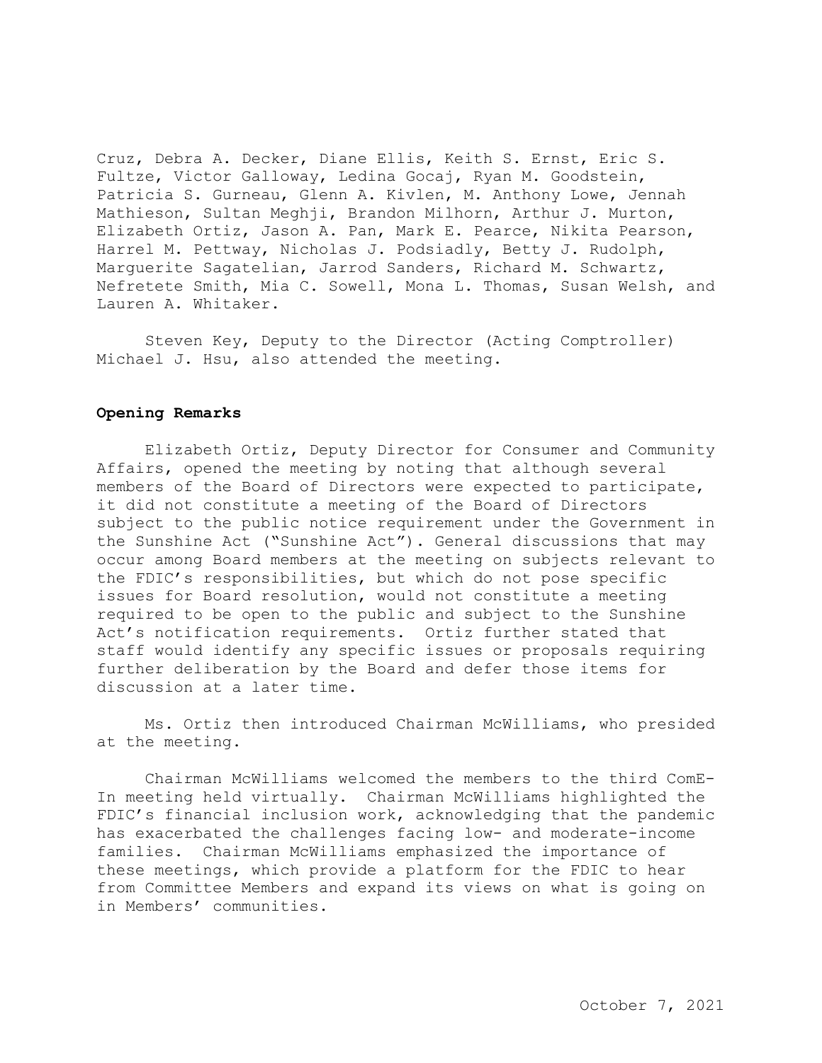Cruz, Debra A. Decker, Diane Ellis, Keith S. Ernst, Eric S. Fultze, Victor Galloway, Ledina Gocaj, Ryan M. Goodstein, Patricia S. Gurneau, Glenn A. Kivlen, M. Anthony Lowe, Jennah Mathieson, Sultan Meghji, Brandon Milhorn, Arthur J. Murton, Elizabeth Ortiz, Jason A. Pan, Mark E. Pearce, Nikita Pearson, Harrel M. Pettway, Nicholas J. Podsiadly, Betty J. Rudolph, Marguerite Sagatelian, Jarrod Sanders, Richard M. Schwartz, Nefretete Smith, Mia C. Sowell, Mona L. Thomas, Susan Welsh, and Lauren A. Whitaker.

Steven Key, Deputy to the Director (Acting Comptroller) Michael J. Hsu, also attended the meeting.

**Opening Remarks**

Elizabeth Ortiz, Deputy Director for Consumer and Community Affairs, opened the meeting by noting that although several members of the Board of Directors were expected to participate, it did not constitute a meeting of the Board of Directors subject to the public notice requirement under the Government in the Sunshine Act ("Sunshine Act"). General discussions that may occur among Board members at the meeting on subjects relevant to the FDIC's responsibilities, but which do not pose specific issues for Board resolution, would not constitute a meeting required to be open to the public and subject to the Sunshine Act's notification requirements. Ortiz further stated that staff would identify any specific issues or proposals requiring further deliberation by the Board and defer those items for discussion at a later time.

Ms. Ortiz then introduced Chairman McWilliams, who presided at the meeting.

Chairman McWilliams welcomed the members to the third ComE-In meeting held virtually. Chairman McWilliams highlighted the FDIC's financial inclusion work, acknowledging that the pandemic has exacerbated the challenges facing low- and moderate-income families. Chairman McWilliams emphasized the importance of these meetings, which provide a platform for the FDIC to hear from Committee Members and expand its views on what is going on in Members' communities.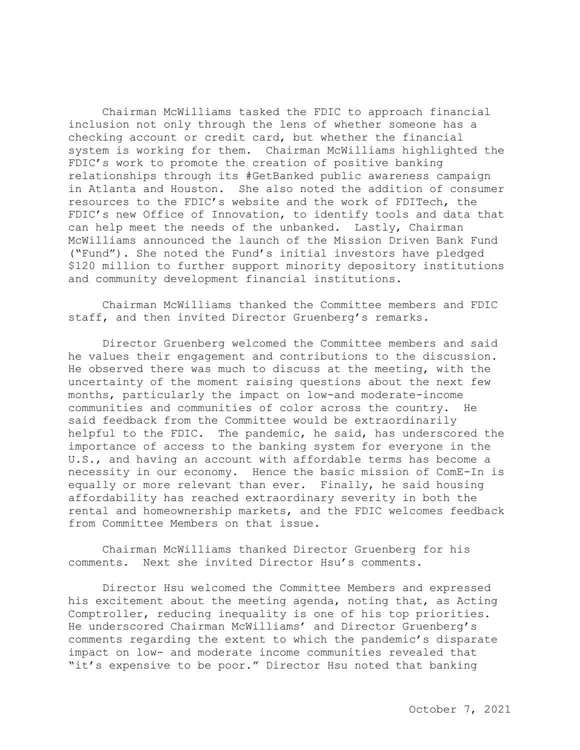Chairman McWilliams tasked the FDIC to approach financial inclusion not only through the lens of whether someone has a checking account or credit card, but whether the financial system is working for them. Chairman McWilliams highlighted the FDIC's work to promote the creation of positive banking relationships through its #GetBanked public awareness campaign in Atlanta and Houston. She also noted the addition of consumer resources to the FDIC's website and the work of FDITech, the FDIC's new Office of Innovation, to identify tools and data that can help meet the needs of the unbanked. Lastly, Chairman McWilliams announced the launch of the Mission Driven Bank Fund ("Fund"). She noted the Fund's initial investors have pledged $120 million to further support minority depository institutions and community development financial institutions.

Chairman McWilliams thanked the Committee members and FDIC staff, and then invited Director Gruenberg's remarks.

Director Gruenberg welcomed the Committee members and said he values their engagement and contributions to the discussion. He observed there was much to discuss at the meeting, with the uncertainty of the moment raising questions about the next few months, particularly the impact on low-and moderate-income communities and communities of color across the country. He said feedback from the Committee would be extraordinarily helpful to the FDIC. The pandemic, he said, has underscored the importance of access to the banking system for everyone in the U.S., and having an account with affordable terms has become a necessity in our economy. Hence the basic mission of ComE-In is equally or more relevant than ever. Finally, he said housing affordability has reached extraordinary severity in both the rental and homeownership markets, and the FDIC welcomes feedback from Committee Members on that issue.

Chairman McWilliams thanked Director Gruenberg for his comments. Next she invited Director Hsu's comments.

Director Hsu welcomed the Committee Members and expressed his excitement about the meeting agenda, noting that, as Acting Comptroller, reducing inequality is one of his top priorities. He underscored Chairman McWilliams' and Director Gruenberg's comments regarding the extent to which the pandemic's disparate impact on low- and moderate income communities revealed that "it's expensive to be poor." Director Hsu noted that banking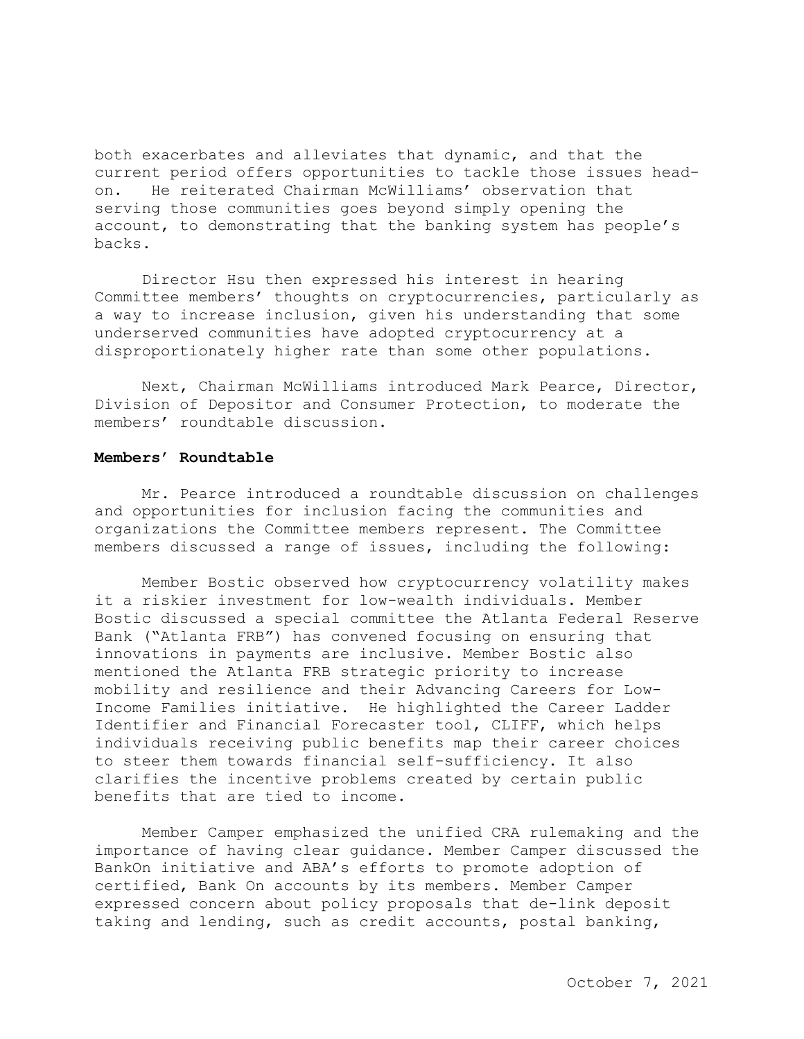both exacerbates and alleviates that dynamic, and that the current period offers opportunities to tackle those issues head-on. He reiterated Chairman McWilliams' observation that serving those communities goes beyond simply opening the account, to demonstrating that the banking system has people's backs.

Director Hsu then expressed his interest in hearing Committee members' thoughts on cryptocurrencies, particularly as a way to increase inclusion, given his understanding that some underserved communities have adopted cryptocurrency at a disproportionately higher rate than some other populations.

Next, Chairman McWilliams introduced Mark Pearce, Director, Division of Depositor and Consumer Protection, to moderate the members' roundtable discussion.

**Members' Roundtable**

Mr. Pearce introduced a roundtable discussion on challenges and opportunities for inclusion facing the communities and organizations the Committee members represent. The Committee members discussed a range of issues, including the following:

Member Bostic observed how cryptocurrency volatility makes it a riskier investment for low-wealth individuals. Member Bostic discussed a special committee the Atlanta Federal Reserve Bank ("Atlanta FRB") has convened focusing on ensuring that innovations in payments are inclusive. Member Bostic also mentioned the Atlanta FRB strategic priority to increase mobility and resilience and their Advancing Careers for Low-Income Families initiative. He highlighted the Career Ladder Identifier and Financial Forecaster tool, CLIFF, which helps individuals receiving public benefits map their career choices to steer them towards financial self-sufficiency. It also clarifies the incentive problems created by certain public benefits that are tied to income.

Member Camper emphasized the unified CRA rulemaking and the importance of having clear guidance. Member Camper discussed the BankOn initiative and ABA's efforts to promote adoption of certified, Bank On accounts by its members. Member Camper expressed concern about policy proposals that de-link deposit taking and lending, such as credit accounts, postal banking,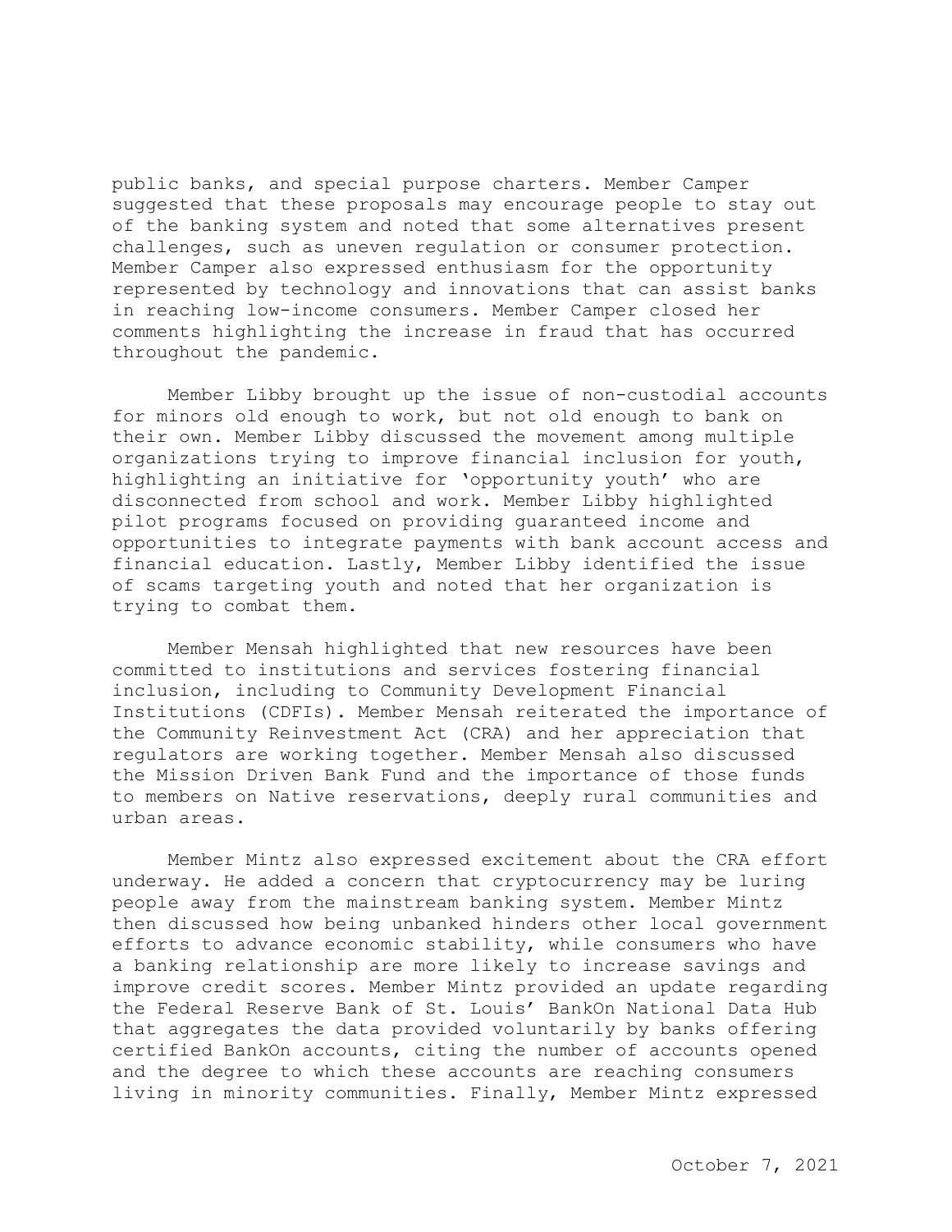public banks, and special purpose charters. Member Camper suggested that these proposals may encourage people to stay out of the banking system and noted that some alternatives present challenges, such as uneven regulation or consumer protection. Member Camper also expressed enthusiasm for the opportunity represented by technology and innovations that can assist banks in reaching low-income consumers. Member Camper closed her comments highlighting the increase in fraud that has occurred throughout the pandemic.

Member Libby brought up the issue of non-custodial accounts for minors old enough to work, but not old enough to bank on their own. Member Libby discussed the movement among multiple organizations trying to improve financial inclusion for youth, highlighting an initiative for 'opportunity youth' who are disconnected from school and work. Member Libby highlighted pilot programs focused on providing guaranteed income and opportunities to integrate payments with bank account access and financial education. Lastly, Member Libby identified the issue of scams targeting youth and noted that her organization is trying to combat them.

Member Mensah highlighted that new resources have been committed to institutions and services fostering financial inclusion, including to Community Development Financial Institutions (CDFIs). Member Mensah reiterated the importance of the Community Reinvestment Act (CRA) and her appreciation that regulators are working together. Member Mensah also discussed the Mission Driven Bank Fund and the importance of those funds to members on Native reservations, deeply rural communities and urban areas.

Member Mintz also expressed excitement about the CRA effort underway. He added a concern that cryptocurrency may be luring people away from the mainstream banking system. Member Mintz then discussed how being unbanked hinders other local government efforts to advance economic stability, while consumers who have a banking relationship are more likely to increase savings and improve credit scores. Member Mintz provided an update regarding the Federal Reserve Bank of St. Louis' BankOn National Data Hub that aggregates the data provided voluntarily by banks offering certified BankOn accounts, citing the number of accounts opened and the degree to which these accounts are reaching consumers living in minority communities. Finally, Member Mintz expressed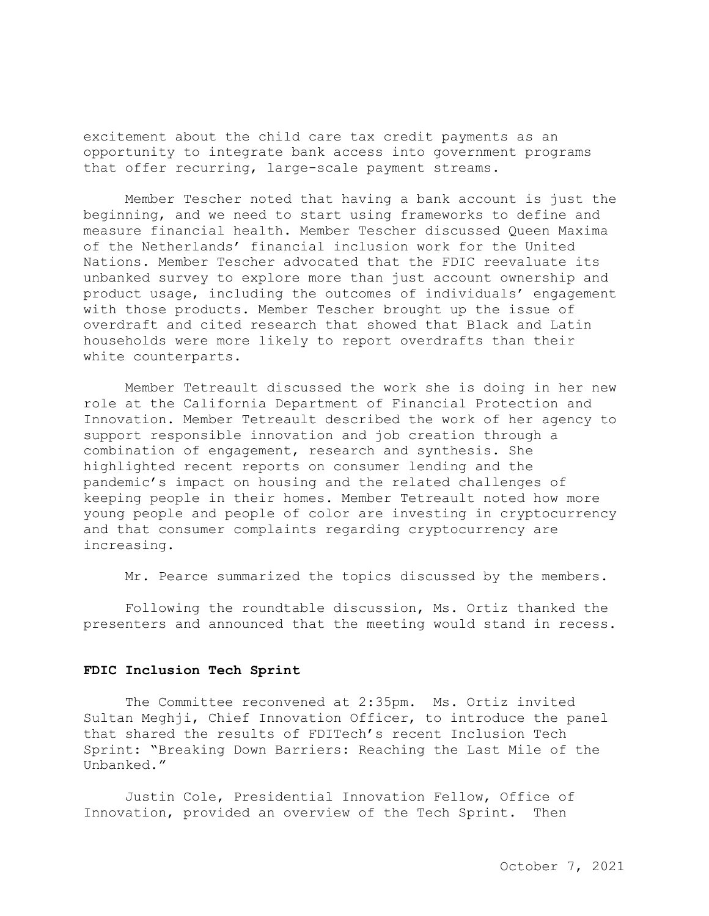excitement about the child care tax credit payments as an opportunity to integrate bank access into government programs that offer recurring, large-scale payment streams.

Member Tescher noted that having a bank account is just the beginning, and we need to start using frameworks to define and measure financial health. Member Tescher discussed Queen Maxima of the Netherlands' financial inclusion work for the United Nations. Member Tescher advocated that the FDIC reevaluate its unbanked survey to explore more than just account ownership and product usage, including the outcomes of individuals' engagement with those products. Member Tescher brought up the issue of overdraft and cited research that showed that Black and Latin households were more likely to report overdrafts than their white counterparts.

Member Tetreault discussed the work she is doing in her new role at the California Department of Financial Protection and Innovation. Member Tetreault described the work of her agency to support responsible innovation and job creation through a combination of engagement, research and synthesis. She highlighted recent reports on consumer lending and the pandemic's impact on housing and the related challenges of keeping people in their homes. Member Tetreault noted how more young people and people of color are investing in cryptocurrency and that consumer complaints regarding cryptocurrency are increasing.

Mr. Pearce summarized the topics discussed by the members.

Following the roundtable discussion, Ms. Ortiz thanked the presenters and announced that the meeting would stand in recess.

**FDIC Inclusion Tech Sprint**

The Committee reconvened at 2:35pm. Ms. Ortiz invited Sultan Meghji, Chief Innovation Officer, to introduce the panel that shared the results of FDITech's recent Inclusion Tech Sprint: "Breaking Down Barriers: Reaching the Last Mile of the Unbanked."

Justin Cole, Presidential Innovation Fellow, Office of Innovation, provided an overview of the Tech Sprint. Then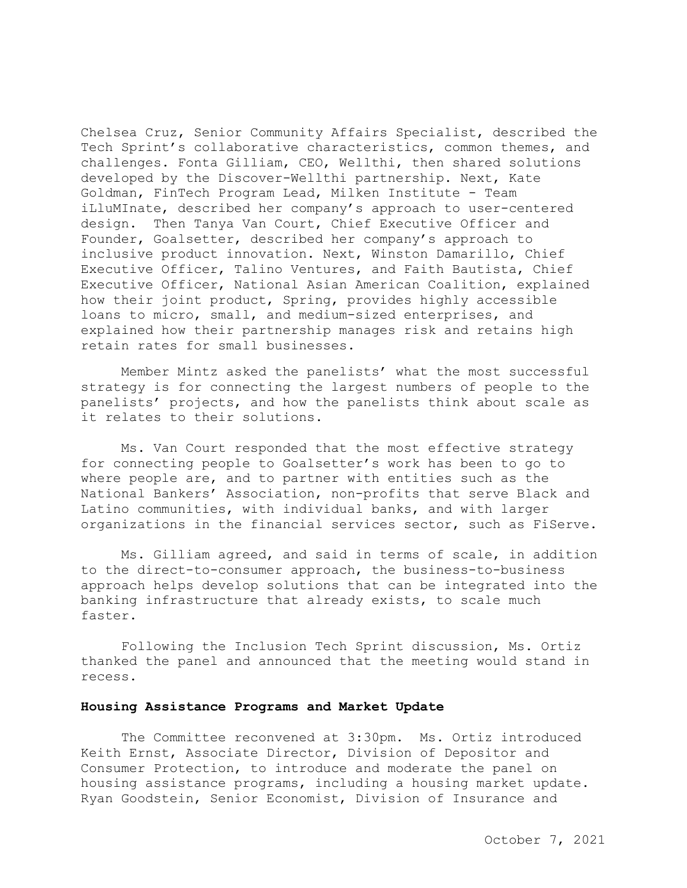Chelsea Cruz, Senior Community Affairs Specialist, described the Tech Sprint's collaborative characteristics, common themes, and challenges. Fonta Gilliam, CEO, Wellthi, then shared solutions developed by the Discover-Wellthi partnership. Next, Kate Goldman, FinTech Program Lead, Milken Institute - Team iLluMInate, described her company's approach to user-centered design. Then Tanya Van Court, Chief Executive Officer and Founder, Goalsetter, described her company's approach to inclusive product innovation. Next, Winston Damarillo, Chief Executive Officer, Talino Ventures, and Faith Bautista, Chief Executive Officer, National Asian American Coalition, explained how their joint product, Spring, provides highly accessible loans to micro, small, and medium-sized enterprises, and explained how their partnership manages risk and retains high retain rates for small businesses.

Member Mintz asked the panelists' what the most successful strategy is for connecting the largest numbers of people to the panelists' projects, and how the panelists think about scale as it relates to their solutions.

Ms. Van Court responded that the most effective strategy for connecting people to Goalsetter's work has been to go to where people are, and to partner with entities such as the National Bankers' Association, non-profits that serve Black and Latino communities, with individual banks, and with larger organizations in the financial services sector, such as FiServe.

Ms. Gilliam agreed, and said in terms of scale, in addition to the direct-to-consumer approach, the business-to-business approach helps develop solutions that can be integrated into the banking infrastructure that already exists, to scale much faster.

Following the Inclusion Tech Sprint discussion, Ms. Ortiz thanked the panel and announced that the meeting would stand in recess.

**Housing Assistance Programs and Market Update**

The Committee reconvened at 3:30pm. Ms. Ortiz introduced Keith Ernst, Associate Director, Division of Depositor and Consumer Protection, to introduce and moderate the panel on housing assistance programs, including a housing market update. Ryan Goodstein, Senior Economist, Division of Insurance and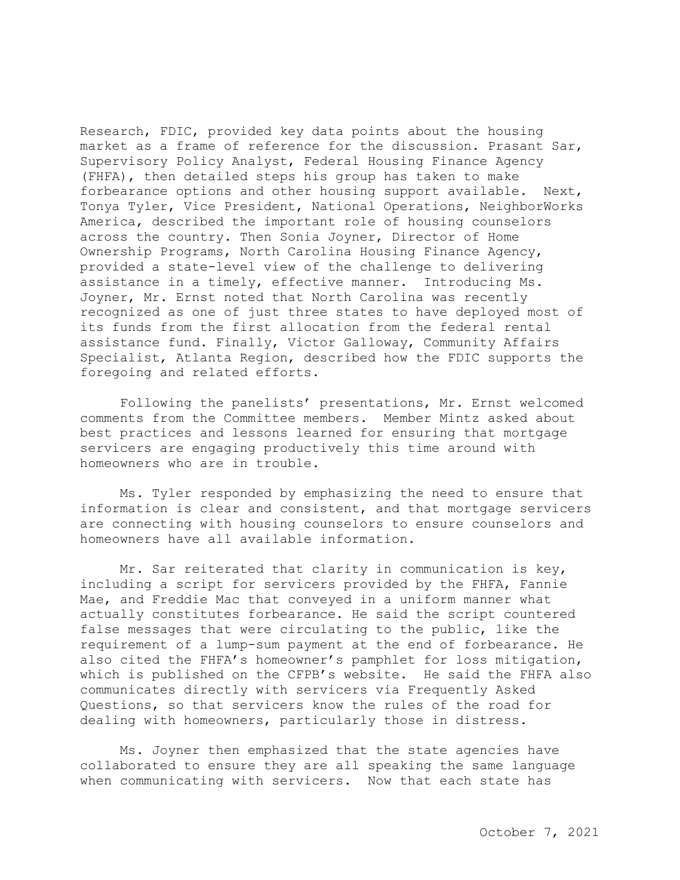Research, FDIC, provided key data points about the housing market as a frame of reference for the discussion. Prasant Sar, Supervisory Policy Analyst, Federal Housing Finance Agency (FHFA), then detailed steps his group has taken to make forbearance options and other housing support available. Next, Tonya Tyler, Vice President, National Operations, NeighborWorks America, described the important role of housing counselors across the country. Then Sonia Joyner, Director of Home Ownership Programs, North Carolina Housing Finance Agency, provided a state-level view of the challenge to delivering assistance in a timely, effective manner. Introducing Ms. Joyner, Mr. Ernst noted that North Carolina was recently recognized as one of just three states to have deployed most of its funds from the first allocation from the federal rental assistance fund. Finally, Victor Galloway, Community Affairs Specialist, Atlanta Region, described how the FDIC supports the foregoing and related efforts.

Following the panelists' presentations, Mr. Ernst welcomed comments from the Committee members. Member Mintz asked about best practices and lessons learned for ensuring that mortgage servicers are engaging productively this time around with homeowners who are in trouble.

Ms. Tyler responded by emphasizing the need to ensure that information is clear and consistent, and that mortgage servicers are connecting with housing counselors to ensure counselors and homeowners have all available information.

Mr. Sar reiterated that clarity in communication is key, including a script for servicers provided by the FHFA, Fannie Mae, and Freddie Mac that conveyed in a uniform manner what actually constitutes forbearance. He said the script countered false messages that were circulating to the public, like the requirement of a lump-sum payment at the end of forbearance. He also cited the FHFA's homeowner's pamphlet for loss mitigation, which is published on the CFPB's website. He said the FHFA also communicates directly with servicers via Frequently Asked Questions, so that servicers know the rules of the road for dealing with homeowners, particularly those in distress.

Ms. Joyner then emphasized that the state agencies have collaborated to ensure they are all speaking the same language when communicating with servicers. Now that each state has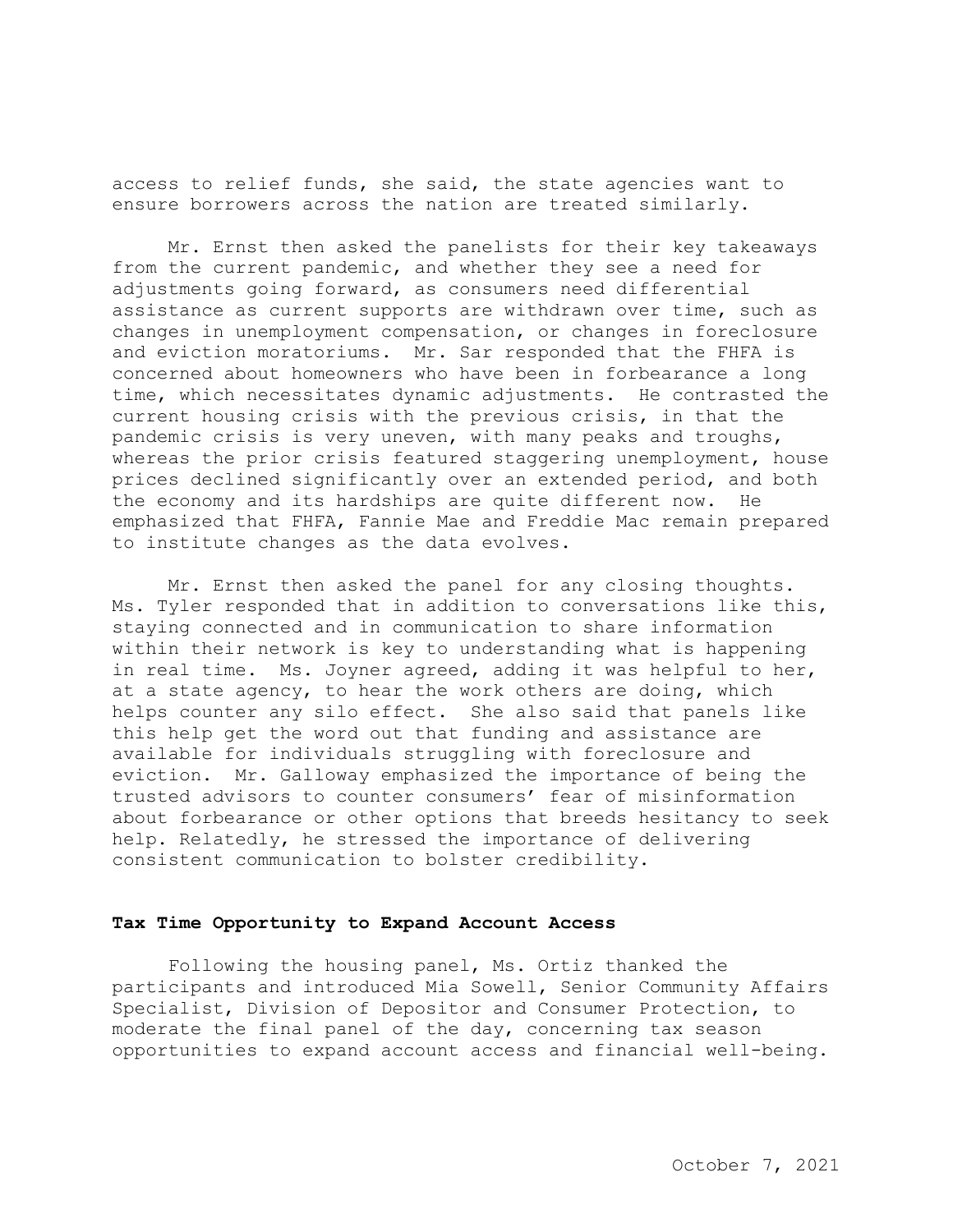access to relief funds, she said, the state agencies want to ensure borrowers across the nation are treated similarly.

Mr. Ernst then asked the panelists for their key takeaways from the current pandemic, and whether they see a need for adjustments going forward, as consumers need differential assistance as current supports are withdrawn over time, such as changes in unemployment compensation, or changes in foreclosure and eviction moratoriums. Mr. Sar responded that the FHFA is concerned about homeowners who have been in forbearance a long time, which necessitates dynamic adjustments. He contrasted the current housing crisis with the previous crisis, in that the pandemic crisis is very uneven, with many peaks and troughs, whereas the prior crisis featured staggering unemployment, house prices declined significantly over an extended period, and both the economy and its hardships are quite different now. He emphasized that FHFA, Fannie Mae and Freddie Mac remain prepared to institute changes as the data evolves.

Mr. Ernst then asked the panel for any closing thoughts. Ms. Tyler responded that in addition to conversations like this, staying connected and in communication to share information within their network is key to understanding what is happening in real time. Ms. Joyner agreed, adding it was helpful to her, at a state agency, to hear the work others are doing, which helps counter any silo effect. She also said that panels like this help get the word out that funding and assistance are available for individuals struggling with foreclosure and eviction. Mr. Galloway emphasized the importance of being the trusted advisors to counter consumers' fear of misinformation about forbearance or other options that breeds hesitancy to seek help. Relatedly, he stressed the importance of delivering consistent communication to bolster credibility.

**Tax Time Opportunity to Expand Account Access**

Following the housing panel, Ms. Ortiz thanked the participants and introduced Mia Sowell, Senior Community Affairs Specialist, Division of Depositor and Consumer Protection, to moderate the final panel of the day, concerning tax season opportunities to expand account access and financial well-being.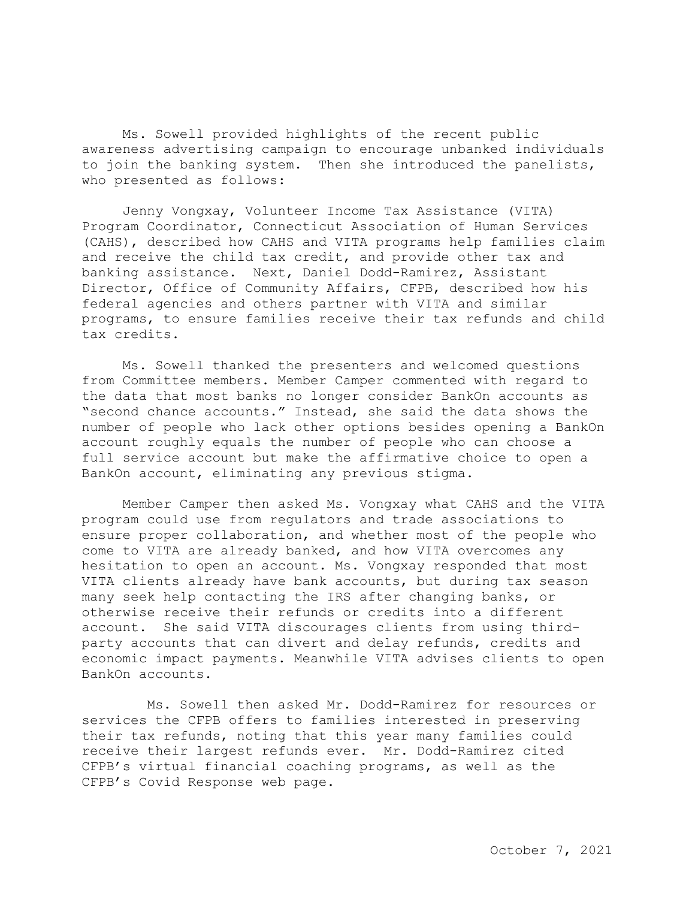Ms. Sowell provided highlights of the recent public awareness advertising campaign to encourage unbanked individuals to join the banking system. Then she introduced the panelists, who presented as follows:

Jenny Vongxay, Volunteer Income Tax Assistance (VITA) Program Coordinator, Connecticut Association of Human Services (CAHS), described how CAHS and VITA programs help families claim and receive the child tax credit, and provide other tax and banking assistance. Next, Daniel Dodd-Ramirez, Assistant Director, Office of Community Affairs, CFPB, described how his federal agencies and others partner with VITA and similar programs, to ensure families receive their tax refunds and child tax credits.

Ms. Sowell thanked the presenters and welcomed questions from Committee members. Member Camper commented with regard to the data that most banks no longer consider BankOn accounts as "second chance accounts." Instead, she said the data shows the number of people who lack other options besides opening a BankOn account roughly equals the number of people who can choose a full service account but make the affirmative choice to open a BankOn account, eliminating any previous stigma.

Member Camper then asked Ms. Vongxay what CAHS and the VITA program could use from regulators and trade associations to ensure proper collaboration, and whether most of the people who come to VITA are already banked, and how VITA overcomes any hesitation to open an account. Ms. Vongxay responded that most VITA clients already have bank accounts, but during tax season many seek help contacting the IRS after changing banks, or otherwise receive their refunds or credits into a different account. She said VITA discourages clients from using third-party accounts that can divert and delay refunds, credits and economic impact payments. Meanwhile VITA advises clients to open BankOn accounts.

Ms. Sowell then asked Mr. Dodd-Ramirez for resources or services the CFPB offers to families interested in preserving their tax refunds, noting that this year many families could receive their largest refunds ever. Mr. Dodd-Ramirez cited CFPB's virtual financial coaching programs, as well as the CFPB's Covid Response web page.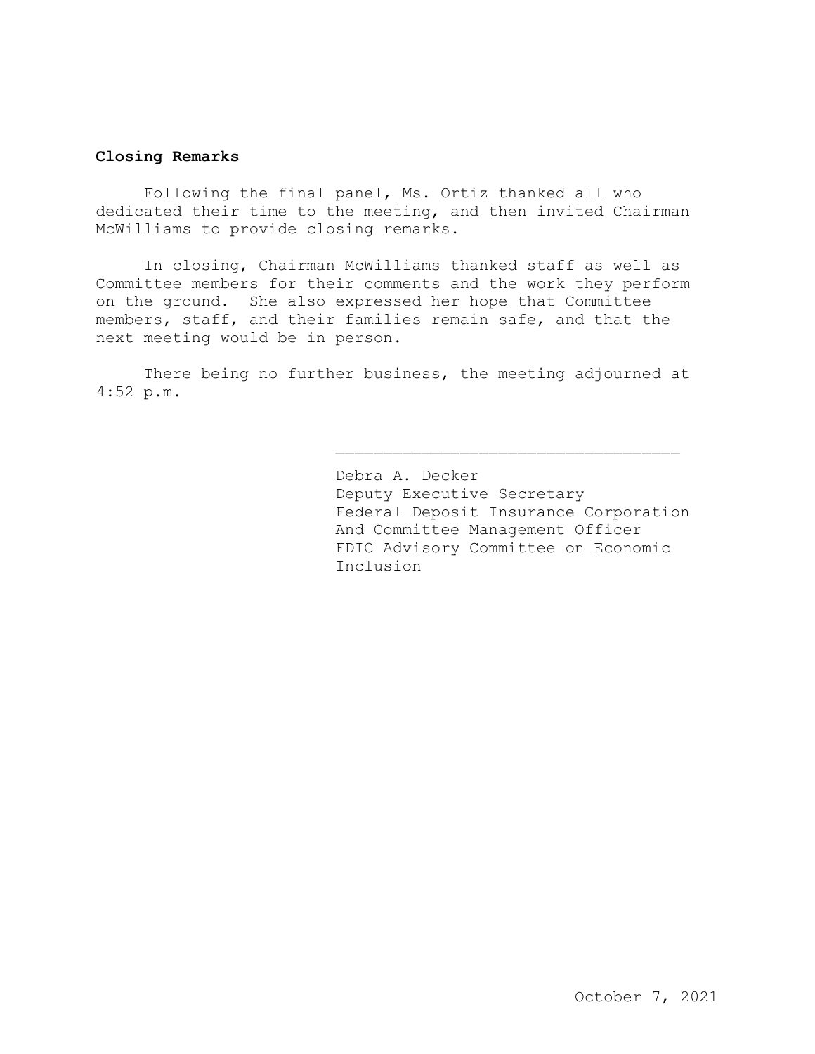**Closing Remarks**

Following the final panel, Ms. Ortiz thanked all who dedicated their time to the meeting, and then invited Chairman McWilliams to provide closing remarks.

In closing, Chairman McWilliams thanked staff as well as Committee members for their comments and the work they perform on the ground. She also expressed her hope that Committee members, staff, and their families remain safe, and that the next meeting would be in person.

There being no further business, the meeting adjourned at 4:52 p.m.

\_\_\_\_\_\_\_\_\_\_\_\_\_\_\_\_\_\_\_\_\_\_\_\_\_\_\_\_\_\_\_\_\_\_\_\_

Debra A. Decker
Deputy Executive Secretary
Federal Deposit Insurance Corporation
And Committee Management Officer
FDIC Advisory Committee on Economic Inclusion

October 7, 2021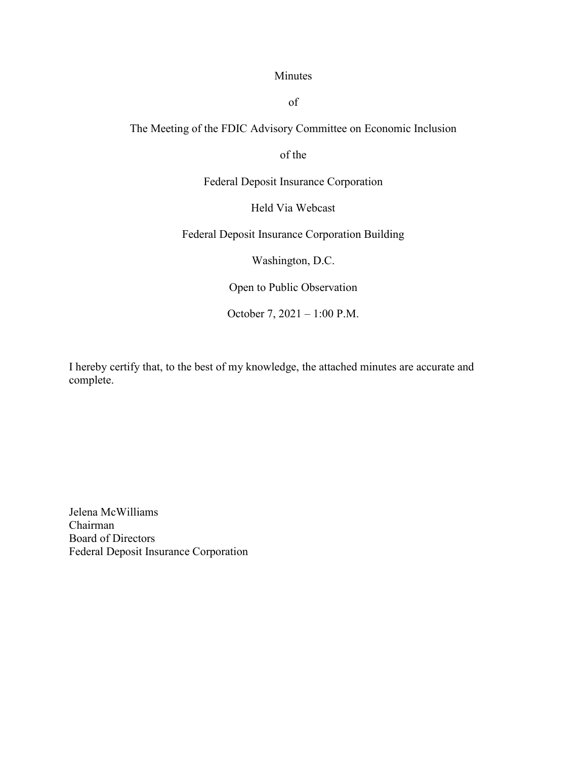Minutes

of

The Meeting of the FDIC Advisory Committee on Economic Inclusion

of the

Federal Deposit Insurance Corporation

Held Via Webcast

Federal Deposit Insurance Corporation Building

Washington, D.C.

Open to Public Observation

October 7, 2021 – 1:00 P.M.

I hereby certify that, to the best of my knowledge, the attached minutes are accurate and complete.

Jelena McWilliams
Chairman
Board of Directors
Federal Deposit Insurance Corporation